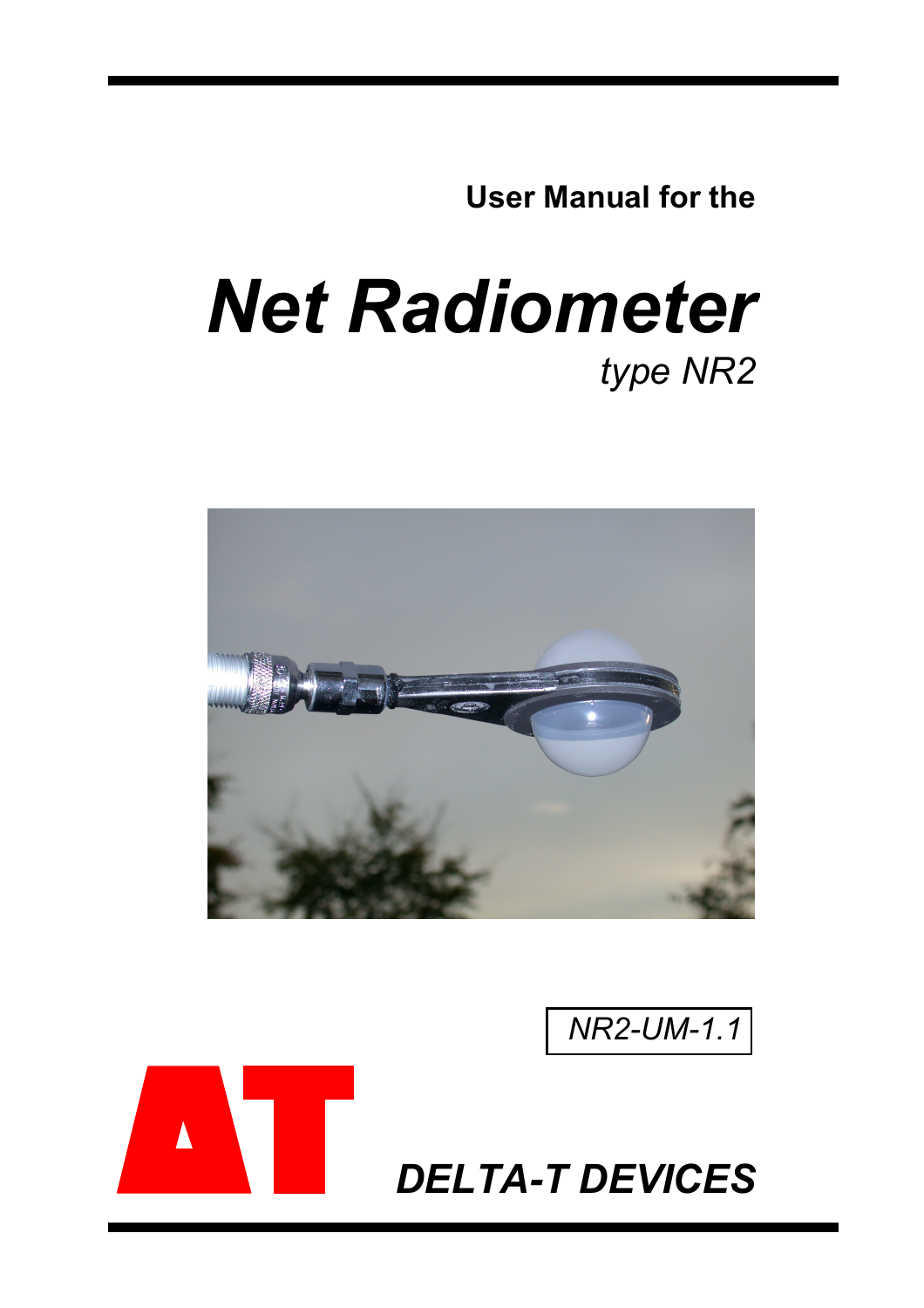**User Manual for the**

# *Net Radiometer*

*type NR2*

*NR2-UM-1.1*

***DELTA-T DEVICES***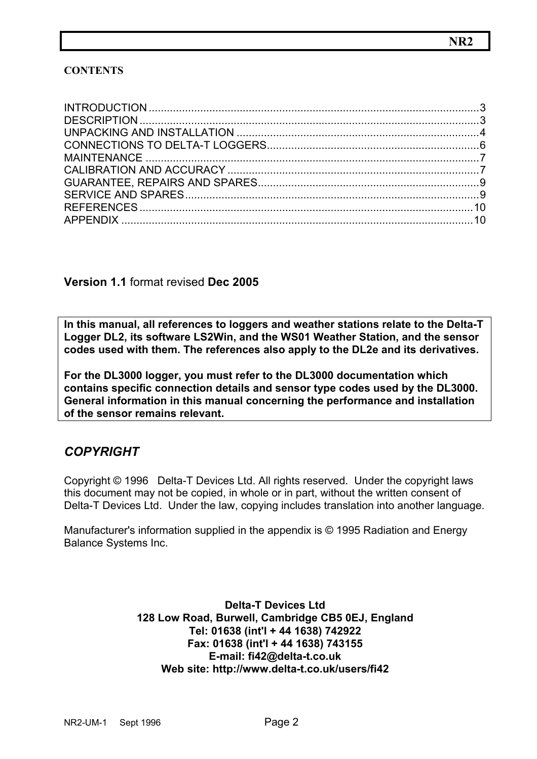**CONTENTS**

INTRODUCTION .......... 3
DESCRIPTION .......... 3
UNPACKING AND INSTALLATION .......... 4
CONNECTIONS TO DELTA-T LOGGERS .......... 6
MAINTENANCE .......... 7
CALIBRATION AND ACCURACY .......... 7
GUARANTEE, REPAIRS AND SPARES .......... 9
SERVICE AND SPARES .......... 9
REFERENCES .......... 10
APPENDIX .......... 10

**Version 1.1** format revised **Dec 2005**

**In this manual, all references to loggers and weather stations relate to the Delta-T Logger DL2, its software LS2Win, and the WS01 Weather Station, and the sensor codes used with them. The references also apply to the DL2e and its derivatives.**

**For the DL3000 logger, you must refer to the DL3000 documentation which contains specific connection details and sensor type codes used by the DL3000. General information in this manual concerning the performance and installation of the sensor remains relevant.**

## *COPYRIGHT*

Copyright © 1996 Delta-T Devices Ltd. All rights reserved. Under the copyright laws this document may not be copied, in whole or in part, without the written consent of Delta-T Devices Ltd. Under the law, copying includes translation into another language.

Manufacturer's information supplied in the appendix is © 1995 Radiation and Energy Balance Systems Inc.

**Delta-T Devices Ltd**
**128 Low Road, Burwell, Cambridge CB5 0EJ, England**
**Tel: 01638 (int'l + 44 1638) 742922**
**Fax: 01638 (int'l + 44 1638) 743155**
**E-mail: fi42@delta-t.co.uk**
**Web site: http://www.delta-t.co.uk/users/fi42**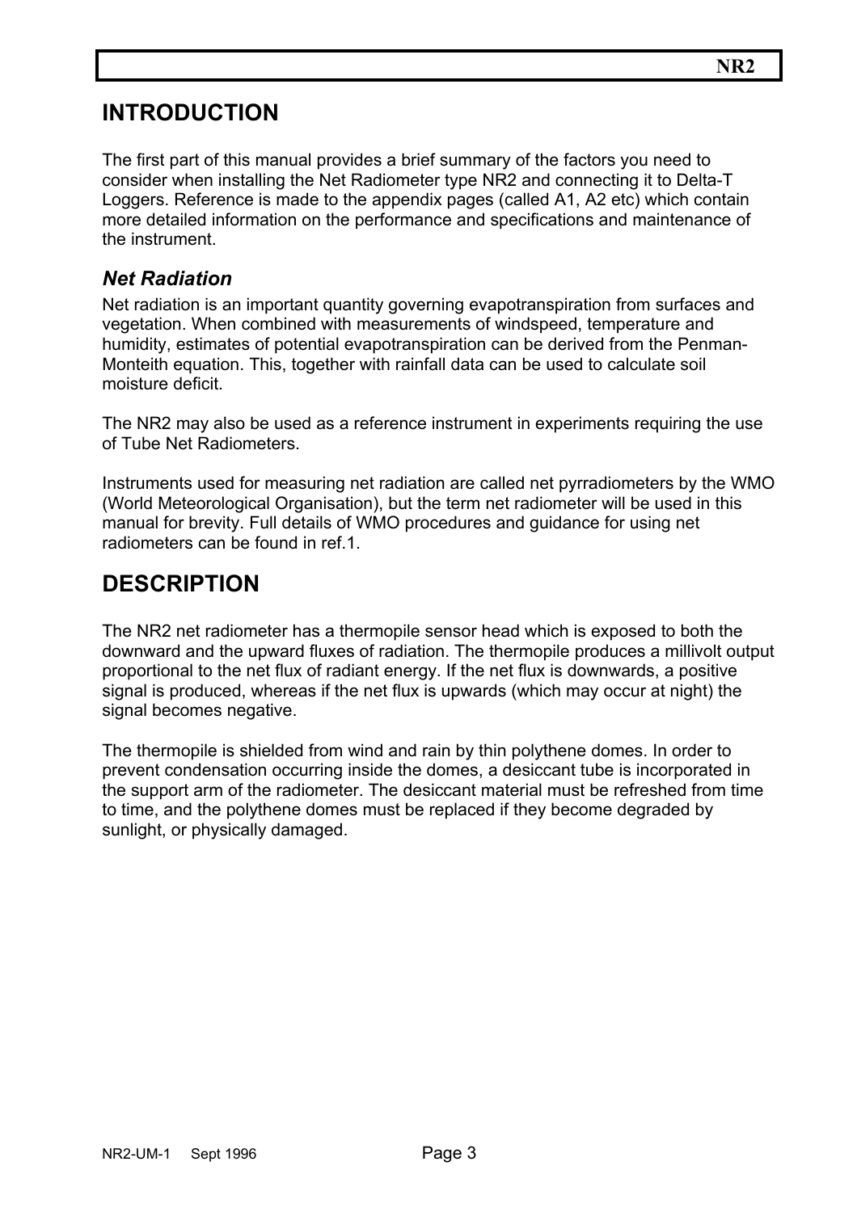# INTRODUCTION

The first part of this manual provides a brief summary of the factors you need to consider when installing the Net Radiometer type NR2 and connecting it to Delta-T Loggers. Reference is made to the appendix pages (called A1, A2 etc) which contain more detailed information on the performance and specifications and maintenance of the instrument.

### *Net Radiation*

Net radiation is an important quantity governing evapotranspiration from surfaces and vegetation. When combined with measurements of windspeed, temperature and humidity, estimates of potential evapotranspiration can be derived from the Penman-Monteith equation. This, together with rainfall data can be used to calculate soil moisture deficit.

The NR2 may also be used as a reference instrument in experiments requiring the use of Tube Net Radiometers.

Instruments used for measuring net radiation are called net pyrradiometers by the WMO (World Meteorological Organisation), but the term net radiometer will be used in this manual for brevity. Full details of WMO procedures and guidance for using net radiometers can be found in ref.1.

# DESCRIPTION

The NR2 net radiometer has a thermopile sensor head which is exposed to both the downward and the upward fluxes of radiation. The thermopile produces a millivolt output proportional to the net flux of radiant energy. If the net flux is downwards, a positive signal is produced, whereas if the net flux is upwards (which may occur at night) the signal becomes negative.

The thermopile is shielded from wind and rain by thin polythene domes. In order to prevent condensation occurring inside the domes, a desiccant tube is incorporated in the support arm of the radiometer. The desiccant material must be refreshed from time to time, and the polythene domes must be replaced if they become degraded by sunlight, or physically damaged.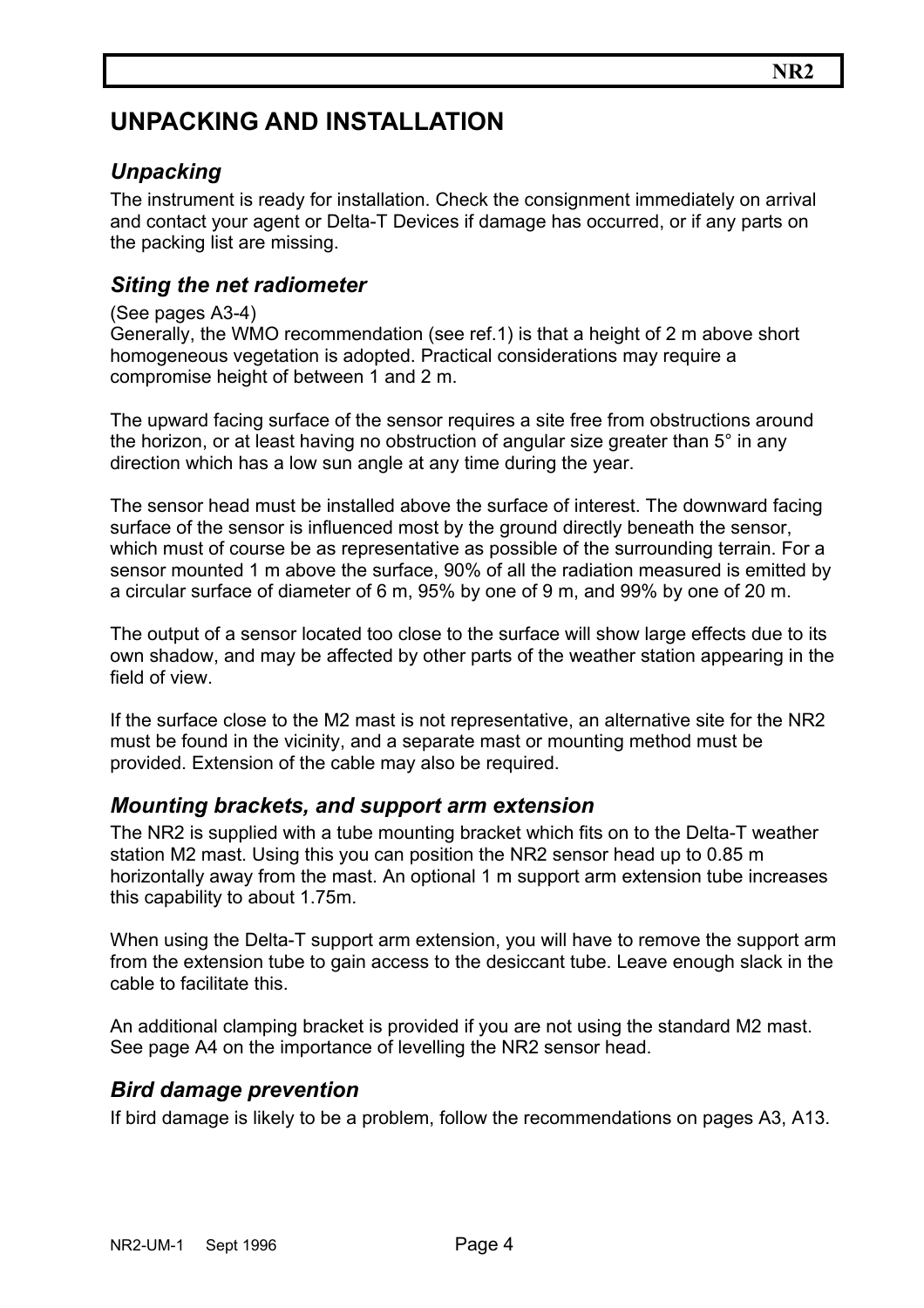# UNPACKING AND INSTALLATION

## *Unpacking*

The instrument is ready for installation. Check the consignment immediately on arrival and contact your agent or Delta-T Devices if damage has occurred, or if any parts on the packing list are missing.

## *Siting the net radiometer*

(See pages A3-4)
Generally, the WMO recommendation (see ref.1) is that a height of 2 m above short homogeneous vegetation is adopted. Practical considerations may require a compromise height of between 1 and 2 m.

The upward facing surface of the sensor requires a site free from obstructions around the horizon, or at least having no obstruction of angular size greater than 5° in any direction which has a low sun angle at any time during the year.

The sensor head must be installed above the surface of interest. The downward facing surface of the sensor is influenced most by the ground directly beneath the sensor, which must of course be as representative as possible of the surrounding terrain. For a sensor mounted 1 m above the surface, 90% of all the radiation measured is emitted by a circular surface of diameter of 6 m, 95% by one of 9 m, and 99% by one of 20 m.

The output of a sensor located too close to the surface will show large effects due to its own shadow, and may be affected by other parts of the weather station appearing in the field of view.

If the surface close to the M2 mast is not representative, an alternative site for the NR2 must be found in the vicinity, and a separate mast or mounting method must be provided. Extension of the cable may also be required.

## *Mounting brackets, and support arm extension*

The NR2 is supplied with a tube mounting bracket which fits on to the Delta-T weather station M2 mast. Using this you can position the NR2 sensor head up to 0.85 m horizontally away from the mast. An optional 1 m support arm extension tube increases this capability to about 1.75m.

When using the Delta-T support arm extension, you will have to remove the support arm from the extension tube to gain access to the desiccant tube. Leave enough slack in the cable to facilitate this.

An additional clamping bracket is provided if you are not using the standard M2 mast. See page A4 on the importance of levelling the NR2 sensor head.

## *Bird damage prevention*

If bird damage is likely to be a problem, follow the recommendations on pages A3, A13.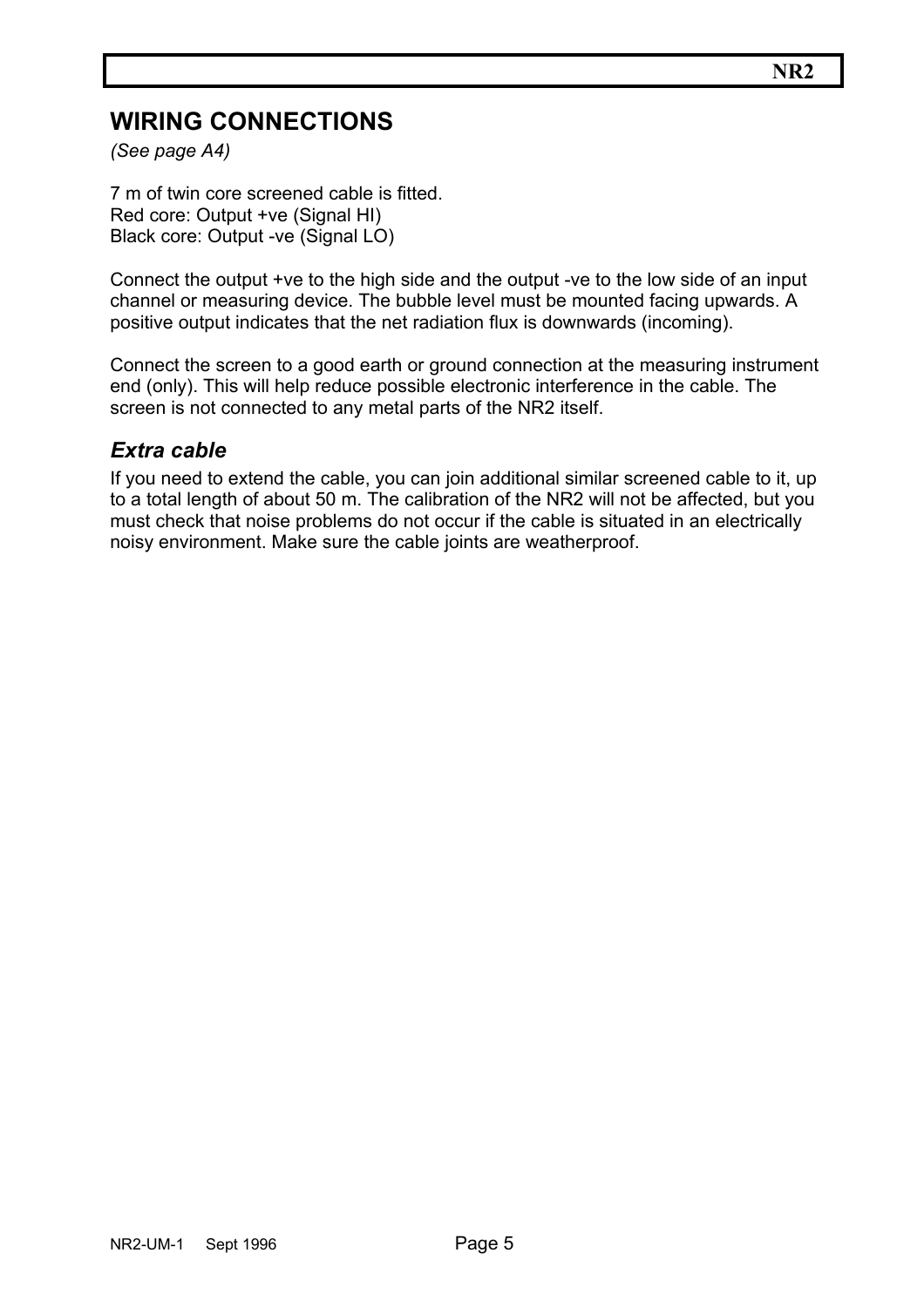# WIRING CONNECTIONS

*(See page A4)*

7 m of twin core screened cable is fitted.
Red core: Output +ve (Signal HI)
Black core: Output -ve (Signal LO)

Connect the output +ve to the high side and the output -ve to the low side of an input channel or measuring device. The bubble level must be mounted facing upwards. A positive output indicates that the net radiation flux is downwards (incoming).

Connect the screen to a good earth or ground connection at the measuring instrument end (only). This will help reduce possible electronic interference in the cable. The screen is not connected to any metal parts of the NR2 itself.

## *Extra cable*

If you need to extend the cable, you can join additional similar screened cable to it, up to a total length of about 50 m. The calibration of the NR2 will not be affected, but you must check that noise problems do not occur if the cable is situated in an electrically noisy environment. Make sure the cable joints are weatherproof.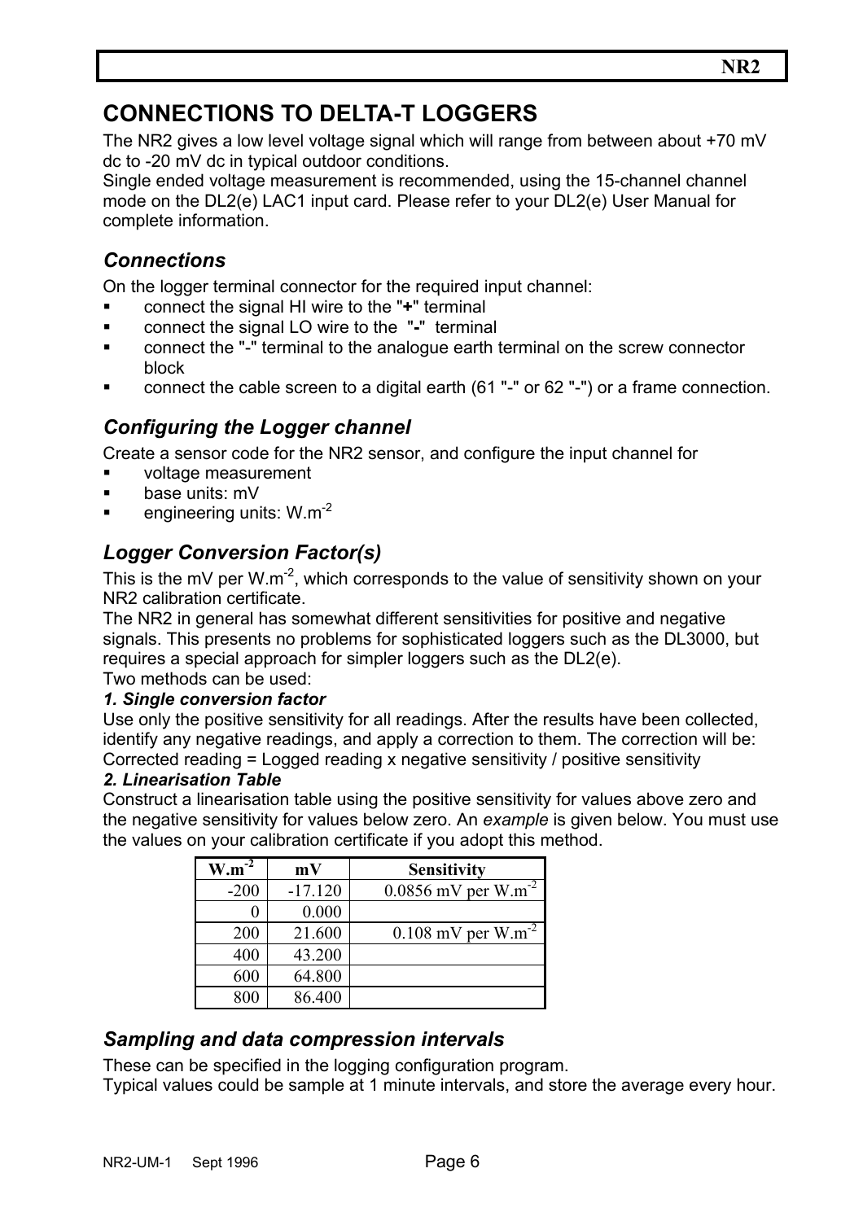# CONNECTIONS TO DELTA-T LOGGERS

The NR2 gives a low level voltage signal which will range from between about +70 mV dc to -20 mV dc in typical outdoor conditions.
Single ended voltage measurement is recommended, using the 15-channel channel mode on the DL2(e) LAC1 input card. Please refer to your DL2(e) User Manual for complete information.

## *Connections*

On the logger terminal connector for the required input channel:

- connect the signal HI wire to the "**+**" terminal
- connect the signal LO wire to the "**-**" terminal
- connect the "-" terminal to the analogue earth terminal on the screw connector block
- connect the cable screen to a digital earth (61 "-" or 62 "-") or a frame connection.

## *Configuring the Logger channel*

Create a sensor code for the NR2 sensor, and configure the input channel for

- voltage measurement
- base units: mV
- engineering units: $W.m^{-2}$

## *Logger Conversion Factor(s)*

This is the mV per $W.m^{-2}$, which corresponds to the value of sensitivity shown on your NR2 calibration certificate.
The NR2 in general has somewhat different sensitivities for positive and negative signals. This presents no problems for sophisticated loggers such as the DL3000, but requires a special approach for simpler loggers such as the DL2(e).
Two methods can be used:

***1. Single conversion factor***

Use only the positive sensitivity for all readings. After the results have been collected, identify any negative readings, and apply a correction to them. The correction will be:
Corrected reading = Logged reading x negative sensitivity / positive sensitivity

***2. Linearisation Table***

Construct a linearisation table using the positive sensitivity for values above zero and the negative sensitivity for values below zero. An *example* is given below. You must use the values on your calibration certificate if you adopt this method.

| $W.m^{-2}$ | mV | Sensitivity |
|---|---|---|
| -200 | -17.120 | 0.0856 mV per $W.m^{-2}$ |
| 0 | 0.000 | |
| 200 | 21.600 | 0.108 mV per $W.m^{-2}$ |
| 400 | 43.200 | |
| 600 | 64.800 | |
| 800 | 86.400 | |

## *Sampling and data compression intervals*

These can be specified in the logging configuration program.
Typical values could be sample at 1 minute intervals, and store the average every hour.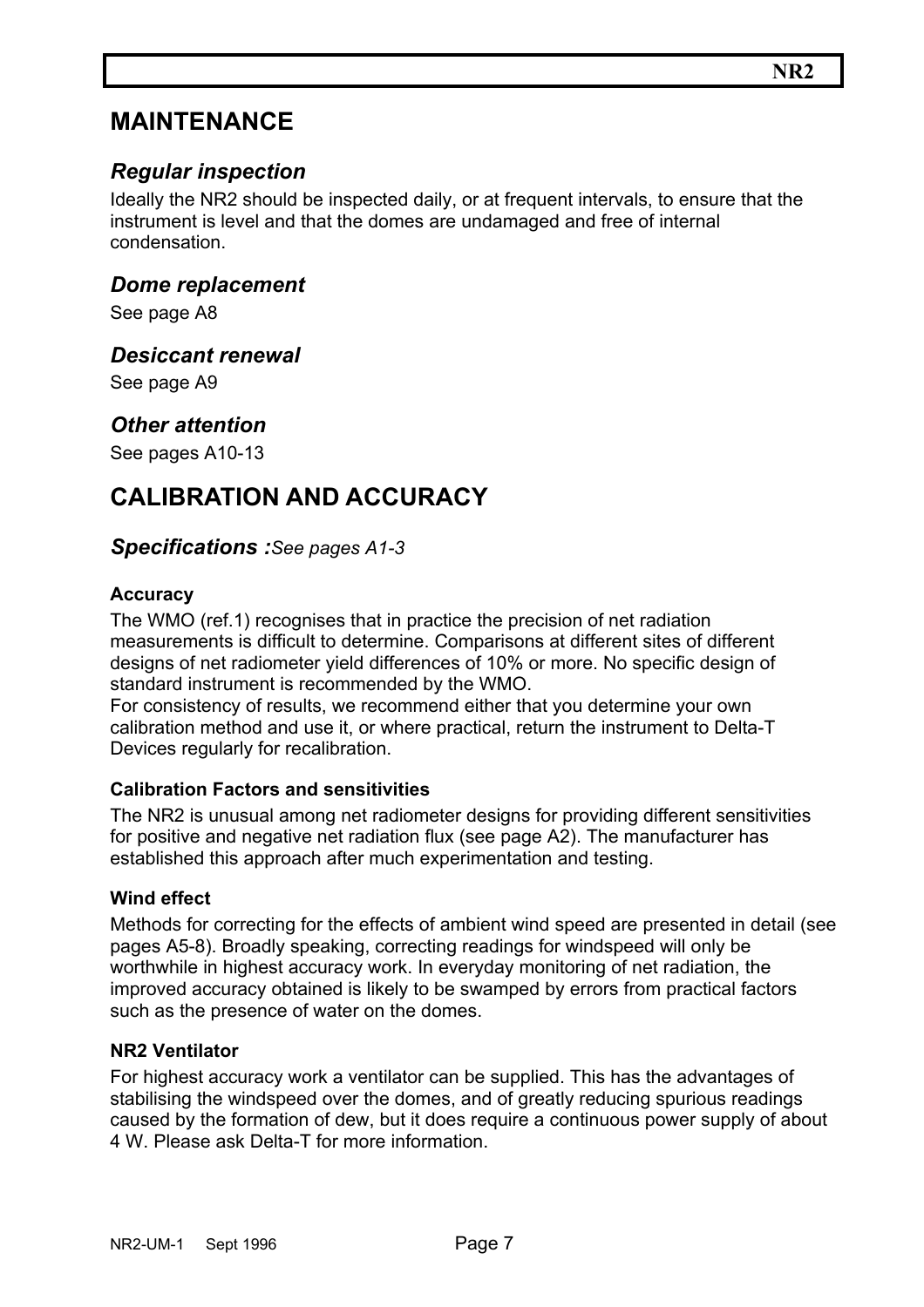# MAINTENANCE

## *Regular inspection*

Ideally the NR2 should be inspected daily, or at frequent intervals, to ensure that the instrument is level and that the domes are undamaged and free of internal condensation.

## *Dome replacement*

See page A8

## *Desiccant renewal*

See page A9

## *Other attention*

See pages A10-13

# CALIBRATION AND ACCURACY

## *Specifications :*_See pages A1-3_

### Accuracy

The WMO (ref.1) recognises that in practice the precision of net radiation measurements is difficult to determine. Comparisons at different sites of different designs of net radiometer yield differences of 10% or more. No specific design of standard instrument is recommended by the WMO.
For consistency of results, we recommend either that you determine your own calibration method and use it, or where practical, return the instrument to Delta-T Devices regularly for recalibration.

### Calibration Factors and sensitivities

The NR2 is unusual among net radiometer designs for providing different sensitivities for positive and negative net radiation flux (see page A2). The manufacturer has established this approach after much experimentation and testing.

### Wind effect

Methods for correcting for the effects of ambient wind speed are presented in detail (see pages A5-8). Broadly speaking, correcting readings for windspeed will only be worthwhile in highest accuracy work. In everyday monitoring of net radiation, the improved accuracy obtained is likely to be swamped by errors from practical factors such as the presence of water on the domes.

### NR2 Ventilator

For highest accuracy work a ventilator can be supplied. This has the advantages of stabilising the windspeed over the domes, and of greatly reducing spurious readings caused by the formation of dew, but it does require a continuous power supply of about 4 W. Please ask Delta-T for more information.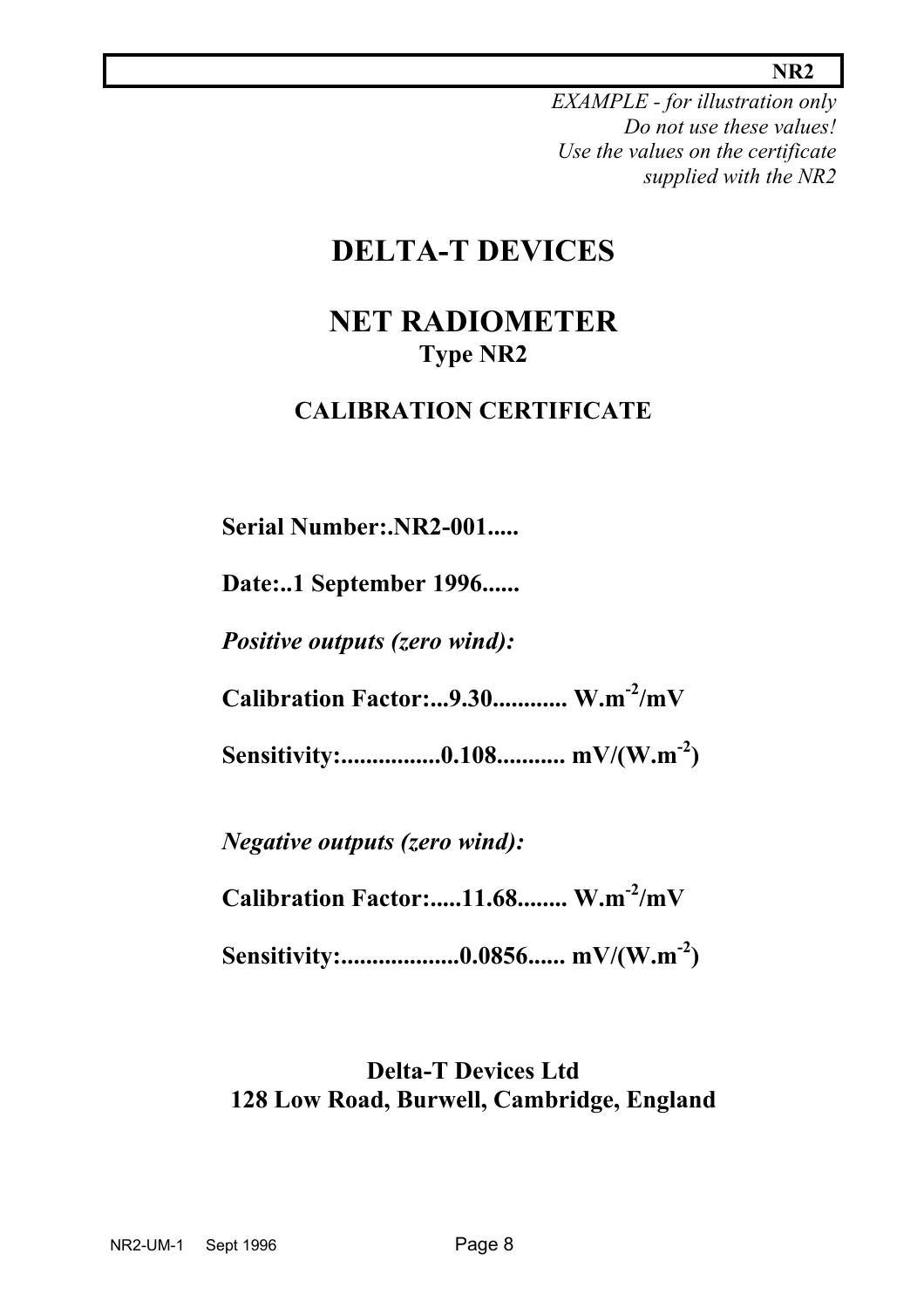*EXAMPLE - for illustration only*
*Do not use these values!*
*Use the values on the certificate supplied with the NR2*

# DELTA-T DEVICES

# NET RADIOMETER

## Type NR2

### CALIBRATION CERTIFICATE

**Serial Number:.NR2-001.....**

**Date:..1 September 1996......**

***Positive outputs (zero wind):***

**Calibration Factor:...9.30............ W.m$^{-2}$/mV**

**Sensitivity:................0.108........... mV/(W.m$^{-2}$)**

***Negative outputs (zero wind):***

**Calibration Factor:.....11.68........ W.m$^{-2}$/mV**

**Sensitivity:...................0.0856...... mV/(W.m$^{-2}$)**

**Delta-T Devices Ltd**
**128 Low Road, Burwell, Cambridge, England**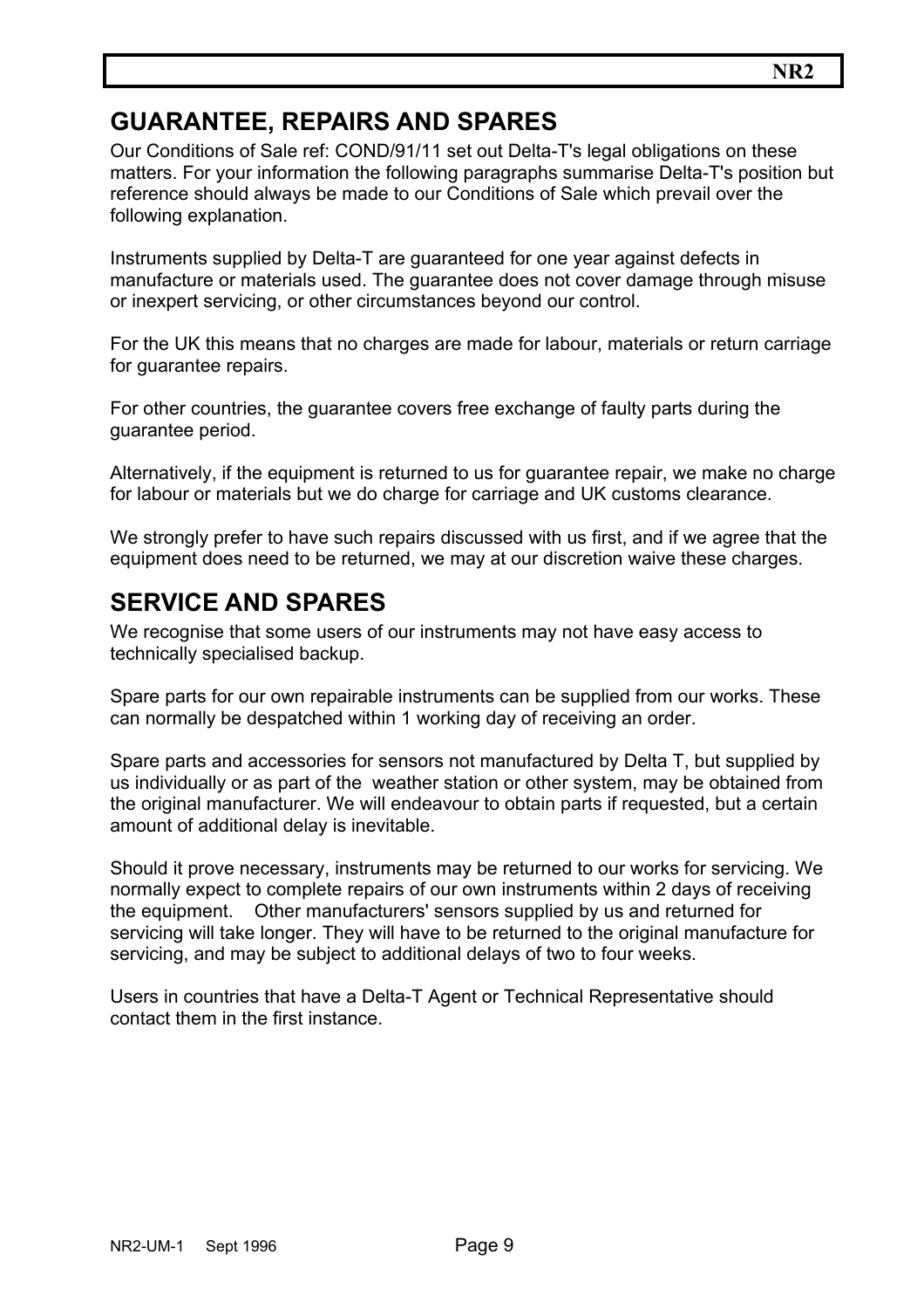## GUARANTEE, REPAIRS AND SPARES

Our Conditions of Sale ref: COND/91/11 set out Delta-T's legal obligations on these matters. For your information the following paragraphs summarise Delta-T's position but reference should always be made to our Conditions of Sale which prevail over the following explanation.

Instruments supplied by Delta-T are guaranteed for one year against defects in manufacture or materials used. The guarantee does not cover damage through misuse or inexpert servicing, or other circumstances beyond our control.

For the UK this means that no charges are made for labour, materials or return carriage for guarantee repairs.

For other countries, the guarantee covers free exchange of faulty parts during the guarantee period.

Alternatively, if the equipment is returned to us for guarantee repair, we make no charge for labour or materials but we do charge for carriage and UK customs clearance.

We strongly prefer to have such repairs discussed with us first, and if we agree that the equipment does need to be returned, we may at our discretion waive these charges.

## SERVICE AND SPARES

We recognise that some users of our instruments may not have easy access to technically specialised backup.

Spare parts for our own repairable instruments can be supplied from our works. These can normally be despatched within 1 working day of receiving an order.

Spare parts and accessories for sensors not manufactured by Delta T, but supplied by us individually or as part of the weather station or other system, may be obtained from the original manufacturer. We will endeavour to obtain parts if requested, but a certain amount of additional delay is inevitable.

Should it prove necessary, instruments may be returned to our works for servicing. We normally expect to complete repairs of our own instruments within 2 days of receiving the equipment. Other manufacturers' sensors supplied by us and returned for servicing will take longer. They will have to be returned to the original manufacture for servicing, and may be subject to additional delays of two to four weeks.

Users in countries that have a Delta-T Agent or Technical Representative should contact them in the first instance.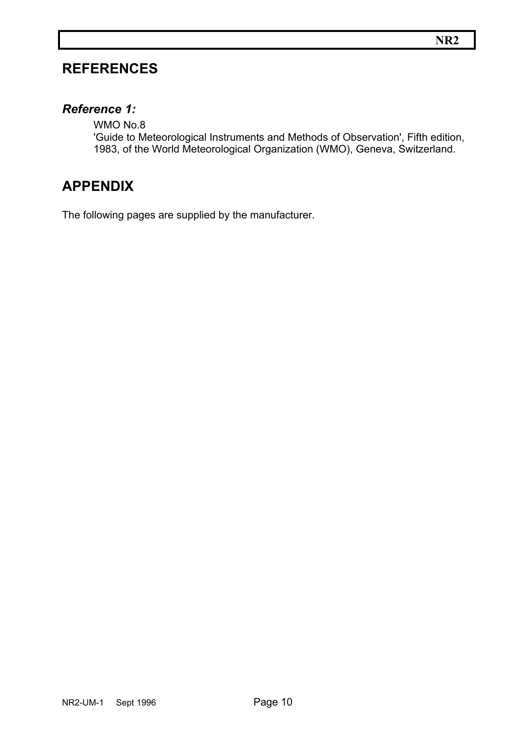## REFERENCES

### *Reference 1:*

WMO No.8
'Guide to Meteorological Instruments and Methods of Observation', Fifth edition, 1983, of the World Meteorological Organization (WMO), Geneva, Switzerland.

## APPENDIX

The following pages are supplied by the manufacturer.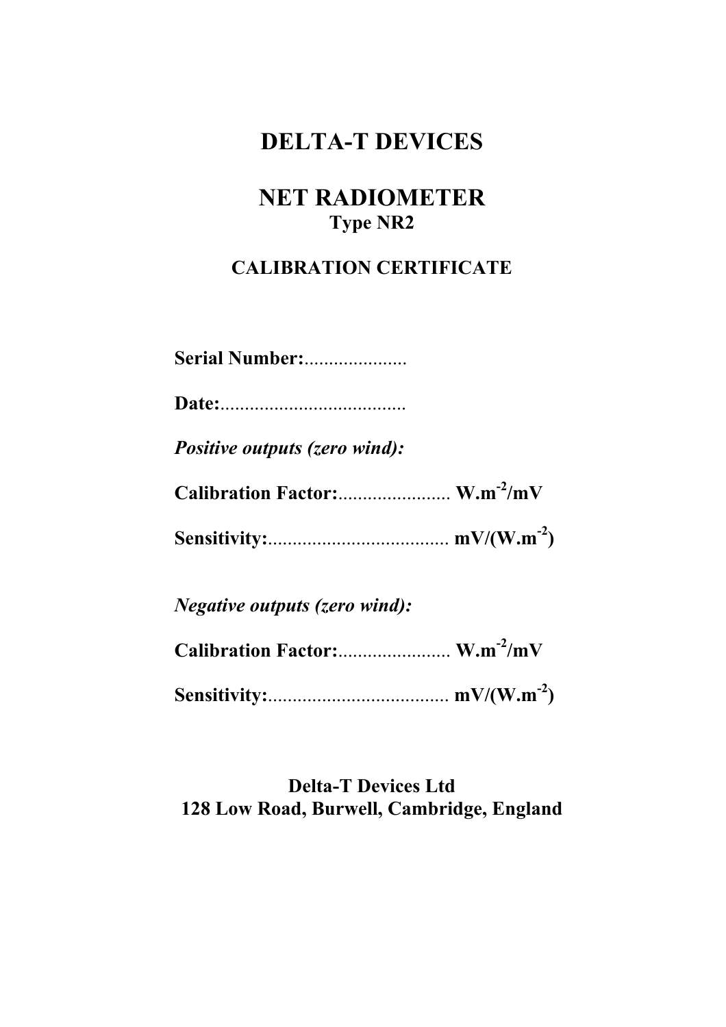# DELTA-T DEVICES

# NET RADIOMETER

**Type NR2**

**CALIBRATION CERTIFICATE**

**Serial Number:**.....................

**Date:**......................................

***Positive outputs (zero wind):***

**Calibration Factor:**....................... **$W.m^{-2}$/mV**

**Sensitivity:**..................................... **mV/($W.m^{-2}$)**

***Negative outputs (zero wind):***

**Calibration Factor:**....................... **$W.m^{-2}$/mV**

**Sensitivity:**..................................... **mV/($W.m^{-2}$)**

**Delta-T Devices Ltd**
**128 Low Road, Burwell, Cambridge, England**